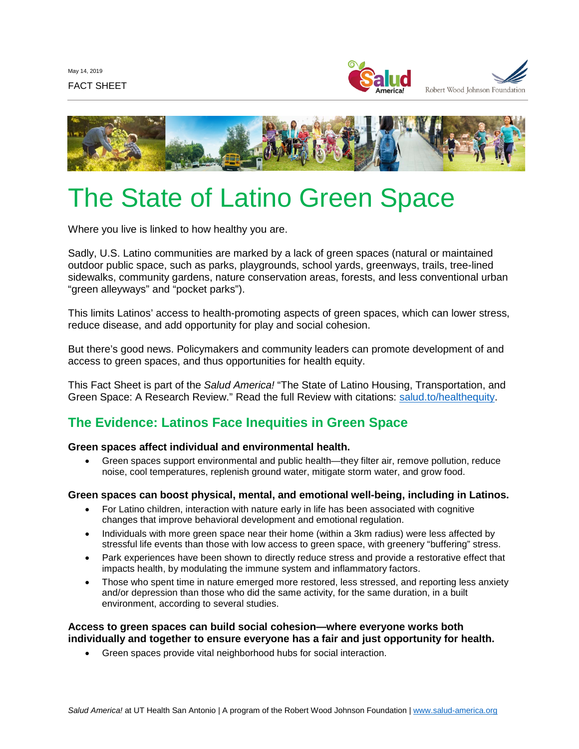May 14, 2019

FACT SHEET

# The State of Latino Green Space

Where you live is linked to how healthy you are.

Sadly, U.S. Latino communities are marked by a lack of green spaces (natural or maintained outdoor public space, such as parks, playgrounds, school yards, greenways, trails, tree-lined sidewalks, community gardens, nature conservation areas, forests, and less conventional urban "green alleyways" and "pocket parks").

This limits Latinos' access to health-promoting aspects of green spaces, which can lower stress, reduce disease, and add opportunity for play and social cohesion.

But there's good news. Policymakers and community leaders can promote development of and access to green spaces, and thus opportunities for health equity.

This Fact Sheet is part of the *Salud America!* "The State of Latino Housing, Transportation, and Green Space: A Research Review." Read the full Review with citations: [salud.to/healthequity](salud.to/healthequity).

## The Evidence: Latinos Face Inequities in Green Space

**Green spaces affect individual and environmental health.**

- Green spaces support environmental and public health—they filter air, remove pollution, reduce noise, cool temperatures, replenish ground water, mitigate storm water, and grow food.

**Green spaces can boost physical, mental, and emotional well-being, including in Latinos.**

- For Latino children, interaction with nature early in life has been associated with cognitive changes that improve behavioral development and emotional regulation.
- Individuals with more green space near their home (within a 3km radius) were less affected by stressful life events than those with low access to green space, with greenery "buffering" stress.
- Park experiences have been shown to directly reduce stress and provide a restorative effect that impacts health, by modulating the immune system and inflammatory factors.
- Those who spent time in nature emerged more restored, less stressed, and reporting less anxiety and/or depression than those who did the same activity, for the same duration, in a built environment, according to several studies.

**Access to green spaces can build social cohesion—where everyone works both individually and together to ensure everyone has a fair and just opportunity for health.**

- Green spaces provide vital neighborhood hubs for social interaction.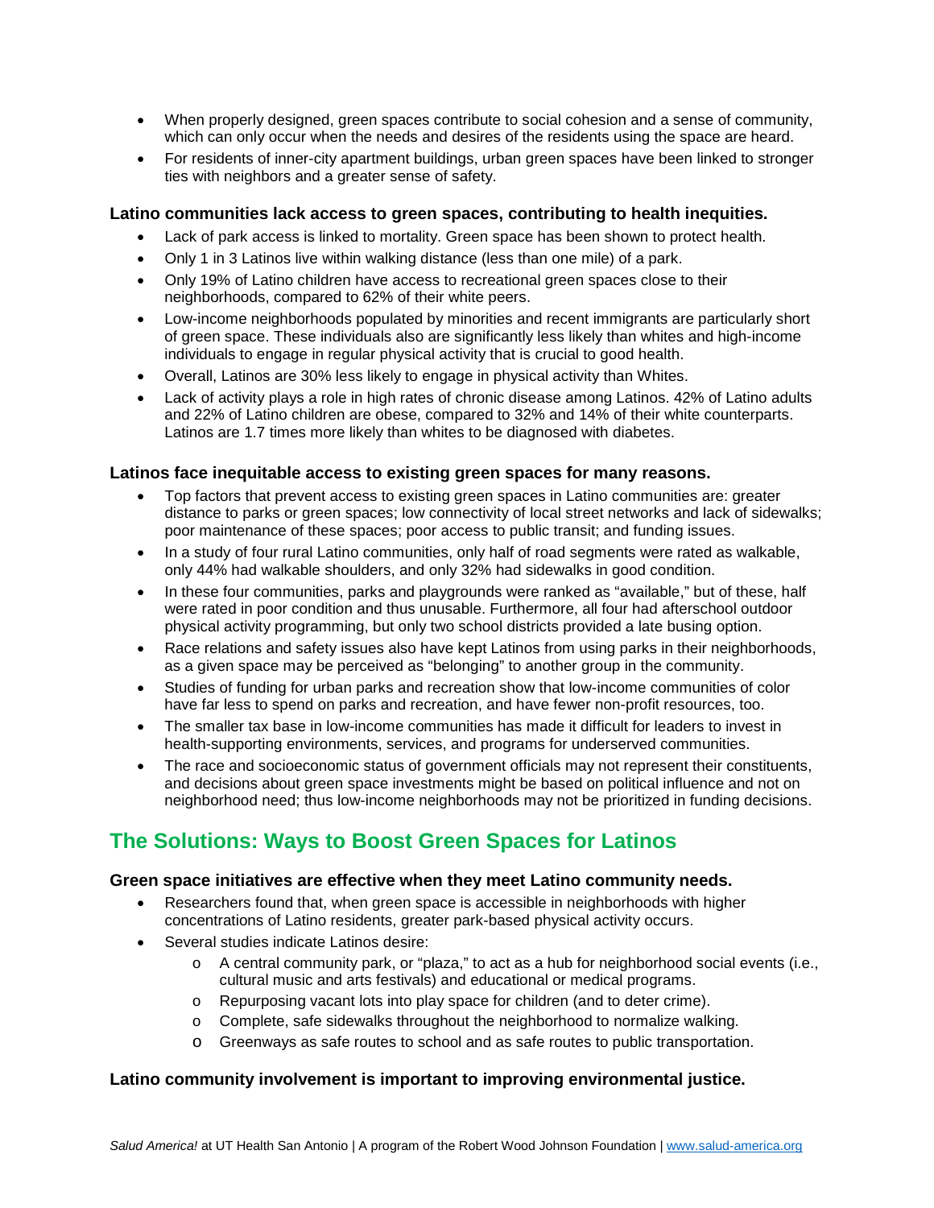- When properly designed, green spaces contribute to social cohesion and a sense of community, which can only occur when the needs and desires of the residents using the space are heard.
- For residents of inner-city apartment buildings, urban green spaces have been linked to stronger ties with neighbors and a greater sense of safety.

**Latino communities lack access to green spaces, contributing to health inequities.**

- Lack of park access is linked to mortality. Green space has been shown to protect health.
- Only 1 in 3 Latinos live within walking distance (less than one mile) of a park.
- Only 19% of Latino children have access to recreational green spaces close to their neighborhoods, compared to 62% of their white peers.
- Low-income neighborhoods populated by minorities and recent immigrants are particularly short of green space. These individuals also are significantly less likely than whites and high-income individuals to engage in regular physical activity that is crucial to good health.
- Overall, Latinos are 30% less likely to engage in physical activity than Whites.
- Lack of activity plays a role in high rates of chronic disease among Latinos. 42% of Latino adults and 22% of Latino children are obese, compared to 32% and 14% of their white counterparts. Latinos are 1.7 times more likely than whites to be diagnosed with diabetes.

**Latinos face inequitable access to existing green spaces for many reasons.**

- Top factors that prevent access to existing green spaces in Latino communities are: greater distance to parks or green spaces; low connectivity of local street networks and lack of sidewalks; poor maintenance of these spaces; poor access to public transit; and funding issues.
- In a study of four rural Latino communities, only half of road segments were rated as walkable, only 44% had walkable shoulders, and only 32% had sidewalks in good condition.
- In these four communities, parks and playgrounds were ranked as "available," but of these, half were rated in poor condition and thus unusable. Furthermore, all four had afterschool outdoor physical activity programming, but only two school districts provided a late busing option.
- Race relations and safety issues also have kept Latinos from using parks in their neighborhoods, as a given space may be perceived as "belonging" to another group in the community.
- Studies of funding for urban parks and recreation show that low-income communities of color have far less to spend on parks and recreation, and have fewer non-profit resources, too.
- The smaller tax base in low-income communities has made it difficult for leaders to invest in health-supporting environments, services, and programs for underserved communities.
- The race and socioeconomic status of government officials may not represent their constituents, and decisions about green space investments might be based on political influence and not on neighborhood need; thus low-income neighborhoods may not be prioritized in funding decisions.

## The Solutions: Ways to Boost Green Spaces for Latinos

**Green space initiatives are effective when they meet Latino community needs.**

- Researchers found that, when green space is accessible in neighborhoods with higher concentrations of Latino residents, greater park-based physical activity occurs.
- Several studies indicate Latinos desire:
  - A central community park, or "plaza," to act as a hub for neighborhood social events (i.e., cultural music and arts festivals) and educational or medical programs.
  - Repurposing vacant lots into play space for children (and to deter crime).
  - Complete, safe sidewalks throughout the neighborhood to normalize walking.
  - Greenways as safe routes to school and as safe routes to public transportation.

**Latino community involvement is important to improving environmental justice.**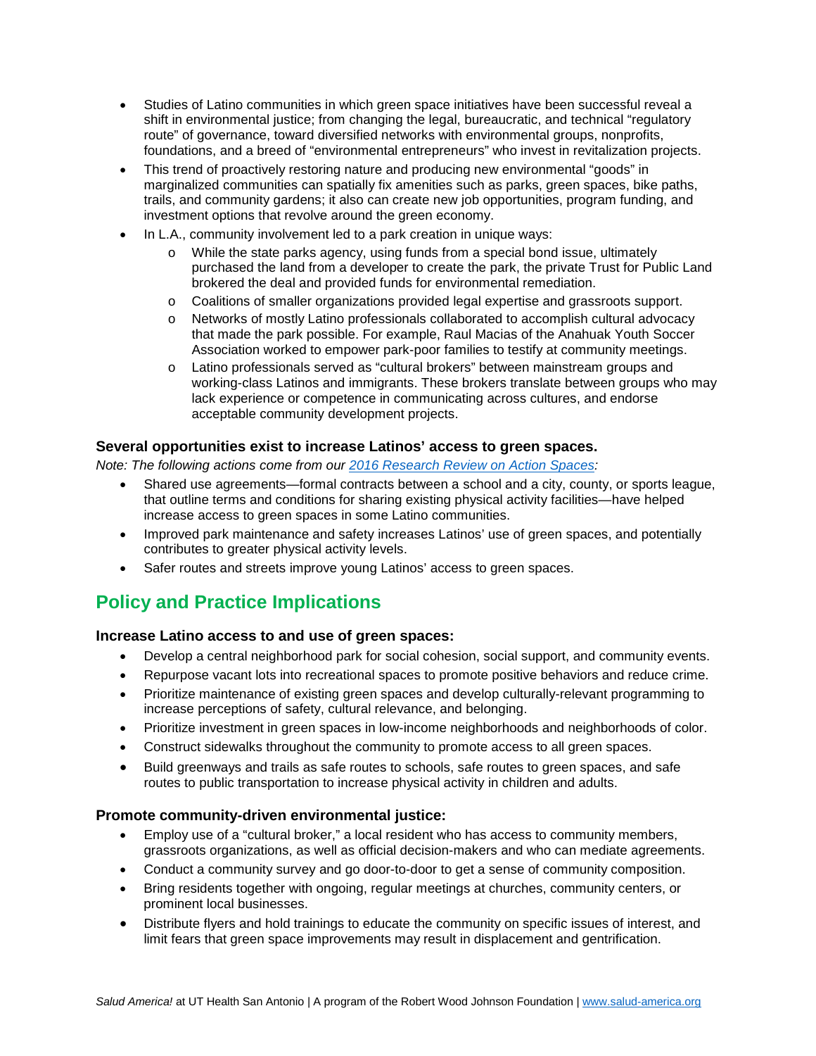- Studies of Latino communities in which green space initiatives have been successful reveal a shift in environmental justice; from changing the legal, bureaucratic, and technical "regulatory route" of governance, toward diversified networks with environmental groups, nonprofits, foundations, and a breed of "environmental entrepreneurs" who invest in revitalization projects.
- This trend of proactively restoring nature and producing new environmental "goods" in marginalized communities can spatially fix amenities such as parks, green spaces, bike paths, trails, and community gardens; it also can create new job opportunities, program funding, and investment options that revolve around the green economy.
- In L.A., community involvement led to a park creation in unique ways:
  - While the state parks agency, using funds from a special bond issue, ultimately purchased the land from a developer to create the park, the private Trust for Public Land brokered the deal and provided funds for environmental remediation.
  - Coalitions of smaller organizations provided legal expertise and grassroots support.
  - Networks of mostly Latino professionals collaborated to accomplish cultural advocacy that made the park possible. For example, Raul Macias of the Anahuak Youth Soccer Association worked to empower park-poor families to testify at community meetings.
  - Latino professionals served as "cultural brokers" between mainstream groups and working-class Latinos and immigrants. These brokers translate between groups who may lack experience or competence in communicating across cultures, and endorse acceptable community development projects.

### Several opportunities exist to increase Latinos' access to green spaces.

*Note: The following actions come from our [2016 Research Review on Action Spaces](#):*

- Shared use agreements—formal contracts between a school and a city, county, or sports league, that outline terms and conditions for sharing existing physical activity facilities—have helped increase access to green spaces in some Latino communities.
- Improved park maintenance and safety increases Latinos' use of green spaces, and potentially contributes to greater physical activity levels.
- Safer routes and streets improve young Latinos' access to green spaces.

## Policy and Practice Implications

### Increase Latino access to and use of green spaces:

- Develop a central neighborhood park for social cohesion, social support, and community events.
- Repurpose vacant lots into recreational spaces to promote positive behaviors and reduce crime.
- Prioritize maintenance of existing green spaces and develop culturally-relevant programming to increase perceptions of safety, cultural relevance, and belonging.
- Prioritize investment in green spaces in low-income neighborhoods and neighborhoods of color.
- Construct sidewalks throughout the community to promote access to all green spaces.
- Build greenways and trails as safe routes to schools, safe routes to green spaces, and safe routes to public transportation to increase physical activity in children and adults.

### Promote community-driven environmental justice:

- Employ use of a "cultural broker," a local resident who has access to community members, grassroots organizations, as well as official decision-makers and who can mediate agreements.
- Conduct a community survey and go door-to-door to get a sense of community composition.
- Bring residents together with ongoing, regular meetings at churches, community centers, or prominent local businesses.
- Distribute flyers and hold trainings to educate the community on specific issues of interest, and limit fears that green space improvements may result in displacement and gentrification.